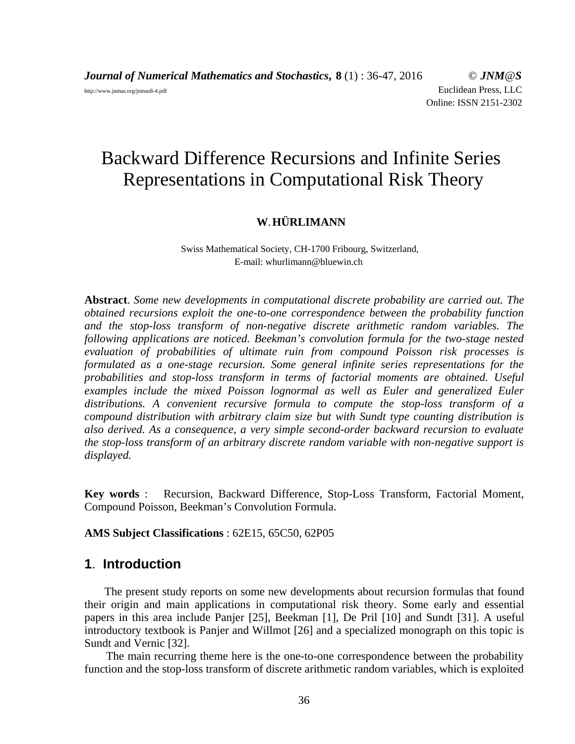# Backward Difference Recursions and Infinite Series Representations in Computational Risk Theory

**W. HÜRLIMANN**

Swiss Mathematical Society, CH-1700 Fribourg, Switzerland,
E-mail: whurlimann@bluewin.ch

**Abstract**. *Some new developments in computational discrete probability are carried out. The obtained recursions exploit the one-to-one correspondence between the probability function and the stop-loss transform of non-negative discrete arithmetic random variables. The following applications are noticed. Beekman's convolution formula for the two-stage nested evaluation of probabilities of ultimate ruin from compound Poisson risk processes is formulated as a one-stage recursion. Some general infinite series representations for the probabilities and stop-loss transform in terms of factorial moments are obtained. Useful examples include the mixed Poisson lognormal as well as Euler and generalized Euler distributions. A convenient recursive formula to compute the stop-loss transform of a compound distribution with arbitrary claim size but with Sundt type counting distribution is also derived. As a consequence, a very simple second-order backward recursion to evaluate the stop-loss transform of an arbitrary discrete random variable with non-negative support is displayed.*

**Key words** : Recursion, Backward Difference, Stop-Loss Transform, Factorial Moment, Compound Poisson, Beekman's Convolution Formula.

**AMS Subject Classifications** : 62E15, 65C50, 62P05

## 1. Introduction

The present study reports on some new developments about recursion formulas that found their origin and main applications in computational risk theory. Some early and essential papers in this area include Panjer [25], Beekman [1], De Pril [10] and Sundt [31]. A useful introductory textbook is Panjer and Willmot [26] and a specialized monograph on this topic is Sundt and Vernic [32].

The main recurring theme here is the one-to-one correspondence between the probability function and the stop-loss transform of discrete arithmetic random variables, which is exploited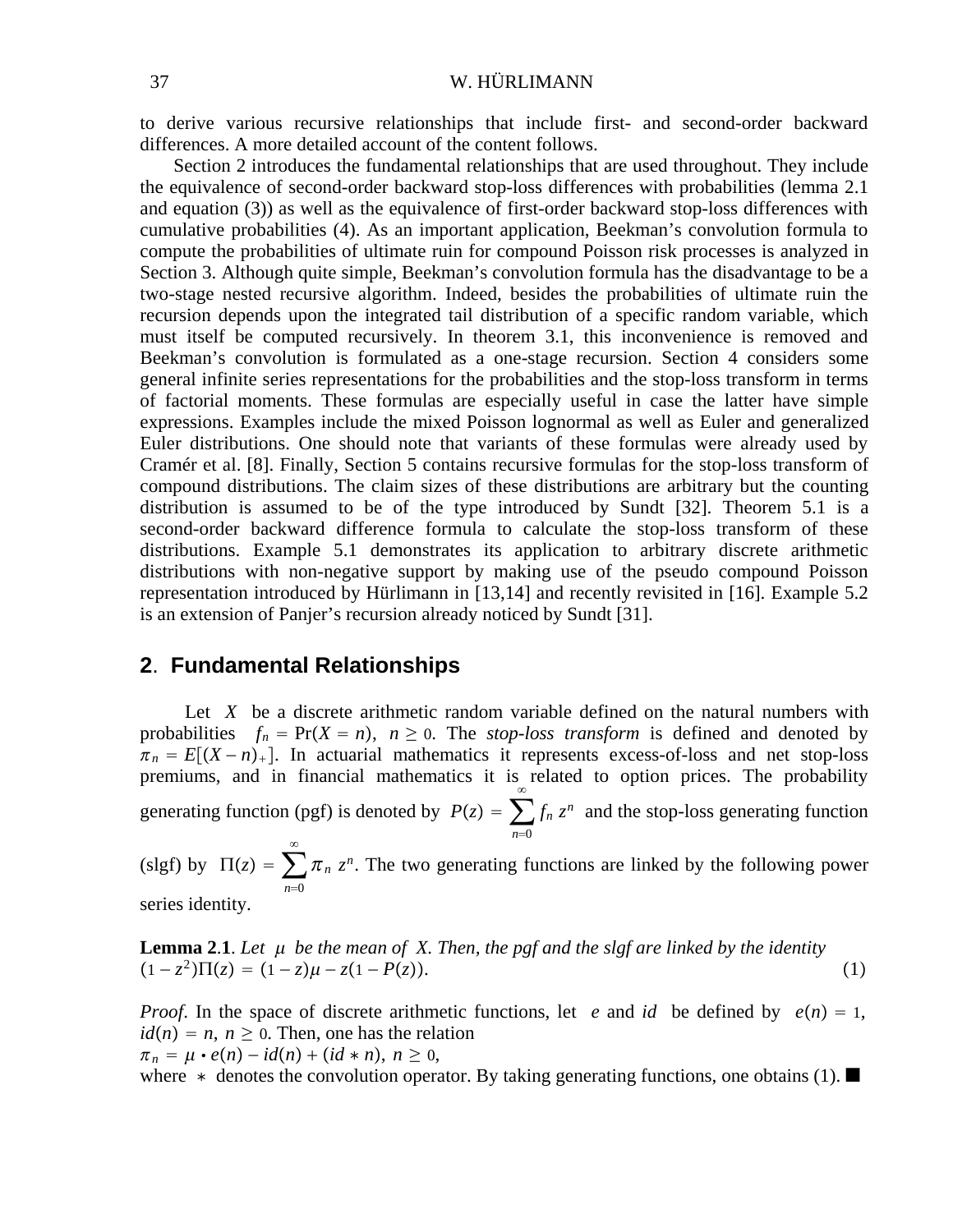to derive various recursive relationships that include first- and second-order backward differences. A more detailed account of the content follows.

Section 2 introduces the fundamental relationships that are used throughout. They include the equivalence of second-order backward stop-loss differences with probabilities (lemma 2.1 and equation (3)) as well as the equivalence of first-order backward stop-loss differences with cumulative probabilities (4). As an important application, Beekman's convolution formula to compute the probabilities of ultimate ruin for compound Poisson risk processes is analyzed in Section 3. Although quite simple, Beekman's convolution formula has the disadvantage to be a two-stage nested recursive algorithm. Indeed, besides the probabilities of ultimate ruin the recursion depends upon the integrated tail distribution of a specific random variable, which must itself be computed recursively. In theorem 3.1, this inconvenience is removed and Beekman's convolution is formulated as a one-stage recursion. Section 4 considers some general infinite series representations for the probabilities and the stop-loss transform in terms of factorial moments. These formulas are especially useful in case the latter have simple expressions. Examples include the mixed Poisson lognormal as well as Euler and generalized Euler distributions. One should note that variants of these formulas were already used by Cramér et al. [8]. Finally, Section 5 contains recursive formulas for the stop-loss transform of compound distributions. The claim sizes of these distributions are arbitrary but the counting distribution is assumed to be of the type introduced by Sundt [32]. Theorem 5.1 is a second-order backward difference formula to calculate the stop-loss transform of these distributions. Example 5.1 demonstrates its application to arbitrary discrete arithmetic distributions with non-negative support by making use of the pseudo compound Poisson representation introduced by Hürlimann in [13,14] and recently revisited in [16]. Example 5.2 is an extension of Panjer's recursion already noticed by Sundt [31].

## 2. Fundamental Relationships

Let $X$ be a discrete arithmetic random variable defined on the natural numbers with probabilities $f_n = \Pr(X = n)$, $n \geq 0$. The *stop-loss transform* is defined and denoted by $\pi_n = E[(X - n)_+]$. In actuarial mathematics it represents excess-of-loss and net stop-loss premiums, and in financial mathematics it is related to option prices. The probability generating function (pgf) is denoted by $P(z) = \sum_{n=0}^{\infty} f_n z^n$ and the stop-loss generating function (slgf) by $\Pi(z) = \sum_{n=0}^{\infty} \pi_n z^n$. The two generating functions are linked by the following power series identity.

**Lemma 2.1**. *Let $\mu$ be the mean of $X$. Then, the pgf and the slgf are linked by the identity*

$$(1 - z^2)\Pi(z) = (1 - z)\mu - z(1 - P(z)). \tag{1}$$

*Proof.* In the space of discrete arithmetic functions, let $e$ and $id$ be defined by $e(n) = 1$, $id(n) = n$, $n \geq 0$. Then, one has the relation

$\pi_n = \mu \cdot e(n) - id(n) + (id * n)$, $n \geq 0$,

where $*$ denotes the convolution operator. By taking generating functions, one obtains (1). ■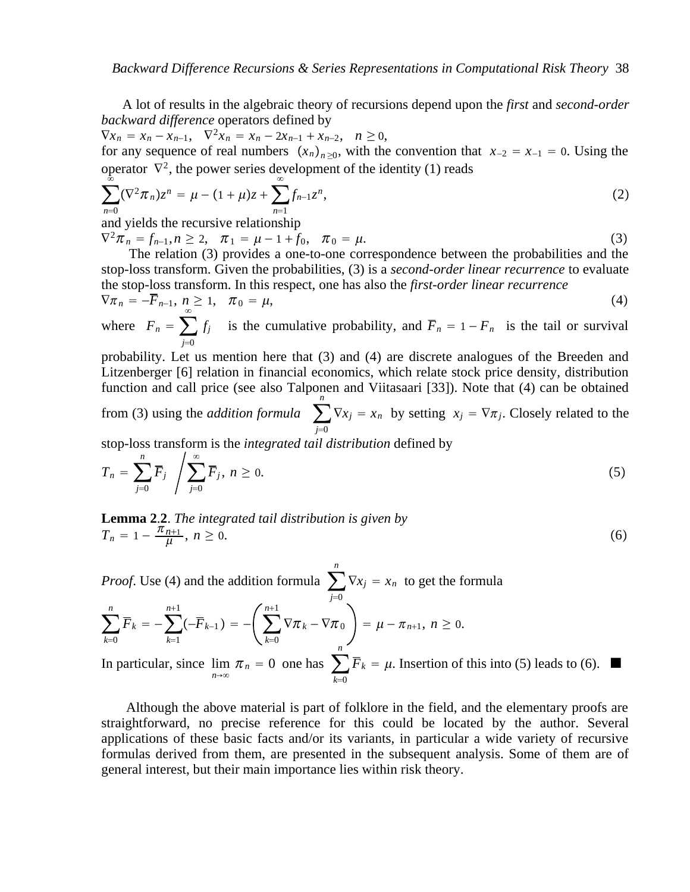A lot of results in the algebraic theory of recursions depend upon the *first* and *second-order backward difference* operators defined by

$\nabla x_n = x_n - x_{n-1}, \quad \nabla^2 x_n = x_n - 2x_{n-1} + x_{n-2}, \quad n \geq 0,$

for any sequence of real numbers $(x_n)_{n\geq 0}$, with the convention that $x_{-2} = x_{-1} = 0$. Using the operator $\nabla^2$, the power series development of the identity (1) reads

$$\sum_{n=0}^{\infty} (\nabla^2 \pi_n) z^n = \mu - (1+\mu) z + \sum_{n=1}^{\infty} f_{n-1} z^n, \tag{2}$$

and yields the recursive relationship

$$\nabla^2 \pi_n = f_{n-1}, n \geq 2, \quad \pi_1 = \mu - 1 + f_0, \quad \pi_0 = \mu. \tag{3}$$

The relation (3) provides a one-to-one correspondence between the probabilities and the stop-loss transform. Given the probabilities, (3) is a *second-order linear recurrence* to evaluate the stop-loss transform. In this respect, one has also the *first-order linear recurrence*

$$\nabla \pi_n = -\overline{F}_{n-1}, \ n \geq 1, \quad \pi_0 = \mu, \tag{4}$$

where $F_n = \sum_{j=0}^{\infty} f_j$ is the cumulative probability, and $\overline{F}_n = 1 - F_n$ is the tail or survival probability. Let us mention here that (3) and (4) are discrete analogues of the Breeden and Litzenberger [6] relation in financial economics, which relate stock price density, distribution function and call price (see also Talponen and Viitasaari [33]). Note that (4) can be obtained from (3) using the *addition formula* $\sum_{j=0}^{n} \nabla x_j = x_n$ by setting $x_j = \nabla \pi_j$. Closely related to the stop-loss transform is the *integrated tail distribution* defined by

$$T_n = \sum_{j=0}^{n} \overline{F}_j \Bigg/ \sum_{j=0}^{\infty} \overline{F}_j, \ n \geq 0. \tag{5}$$

**Lemma 2.2**. *The integrated tail distribution is given by*

$$T_n = 1 - \frac{\pi_{n+1}}{\mu}, \ n \geq 0. \tag{6}$$

*Proof*. Use (4) and the addition formula $\sum_{j=0}^{n} \nabla x_j = x_n$ to get the formula

$$\sum_{k=0}^{n} \overline{F}_k = -\sum_{k=1}^{n+1} (-\overline{F}_{k-1}) = -\left( \sum_{k=0}^{n+1} \nabla \pi_k - \nabla \pi_0 \right) = \mu - \pi_{n+1}, \ n \geq 0.$$

In particular, since $\lim_{n\to\infty} \pi_n = 0$ one has $\sum_{k=0}^{n} \overline{F}_k = \mu$. Insertion of this into (5) leads to (6). ■

Although the above material is part of folklore in the field, and the elementary proofs are straightforward, no precise reference for this could be located by the author. Several applications of these basic facts and/or its variants, in particular a wide variety of recursive formulas derived from them, are presented in the subsequent analysis. Some of them are of general interest, but their main importance lies within risk theory.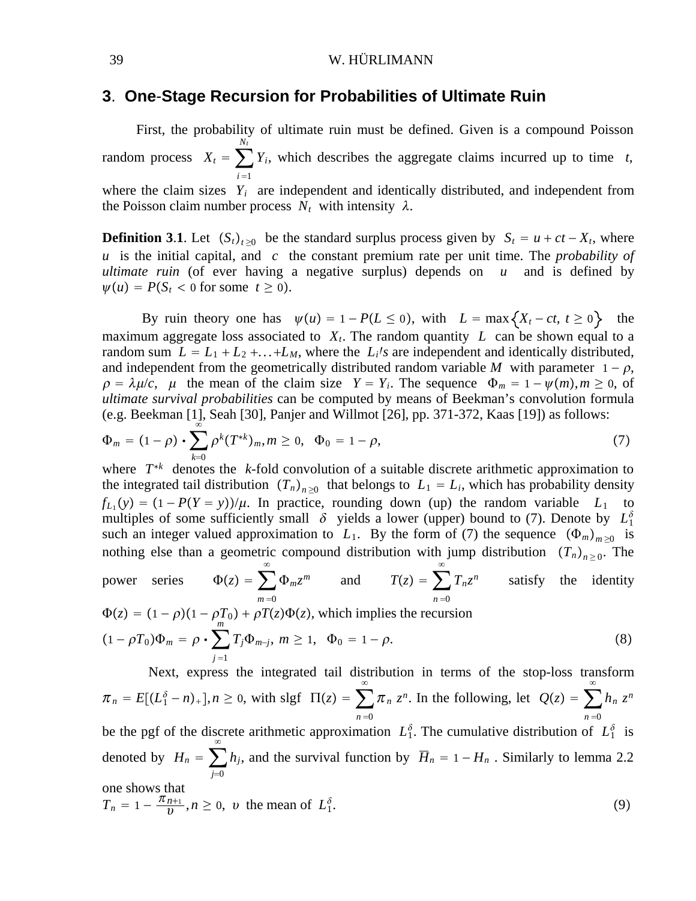## 3. One-Stage Recursion for Probabilities of Ultimate Ruin

First, the probability of ultimate ruin must be defined. Given is a compound Poisson random process $X_t = \sum_{i=1}^{N_t} Y_i$, which describes the aggregate claims incurred up to time $t$, where the claim sizes $Y_i$ are independent and identically distributed, and independent from the Poisson claim number process $N_t$ with intensity $\lambda$.

**Definition 3.1**. Let $(S_t)_{t\geq 0}$ be the standard surplus process given by $S_t = u + ct - X_t$, where $u$ is the initial capital, and $c$ the constant premium rate per unit time. The *probability of ultimate ruin* (of ever having a negative surplus) depends on $u$ and is defined by $\psi(u) = P(S_t < 0 \text{ for some } t \geq 0)$.

By ruin theory one has $\psi(u) = 1 - P(L \leq 0)$, with $L = \max\{X_t - ct,\ t \geq 0\}$ the maximum aggregate loss associated to $X_t$. The random quantity $L$ can be shown equal to a random sum $L = L_1 + L_2 + \ldots + L_M$, where the $L_i$'s are independent and identically distributed, and independent from the geometrically distributed random variable $M$ with parameter $1 - \rho$, $\rho = \lambda\mu/c$, $\mu$ the mean of the claim size $Y = Y_i$. The sequence $\Phi_m = 1 - \psi(m), m \geq 0$, of *ultimate survival probabilities* can be computed by means of Beekman's convolution formula (e.g. Beekman [1], Seah [30], Panjer and Willmot [26], pp. 371-372, Kaas [19]) as follows:

$$\Phi_m = (1-\rho) \cdot \sum_{k=0}^{\infty} \rho^k (T^{*k})_m, m \geq 0, \quad \Phi_0 = 1 - \rho, \tag{7}$$

where $T^{*k}$ denotes the $k$-fold convolution of a suitable discrete arithmetic approximation to the integrated tail distribution $(T_n)_{n\geq 0}$ that belongs to $L_1 = L_i$, which has probability density $f_{L_1}(y) = (1 - P(Y = y))/\mu$. In practice, rounding down (up) the random variable $L_1$ to multiples of some sufficiently small $\delta$ yields a lower (upper) bound to (7). Denote by $L_1^\delta$ such an integer valued approximation to $L_1$. By the form of (7) the sequence $(\Phi_m)_{m\geq 0}$ is nothing else than a geometric compound distribution with jump distribution $(T_n)_{n\geq 0}$. The power series $\Phi(z) = \sum_{m=0}^{\infty} \Phi_m z^m$ and $T(z) = \sum_{n=0}^{\infty} T_n z^n$ satisfy the identity $\Phi(z) = (1-\rho)(1-\rho T_0) + \rho T(z)\Phi(z)$, which implies the recursion

$$(1 - \rho T_0)\Phi_m = \rho \cdot \sum_{j=1}^{m} T_j \Phi_{m-j},\ m \geq 1, \quad \Phi_0 = 1 - \rho. \tag{8}$$

Next, express the integrated tail distribution in terms of the stop-loss transform $\pi_n = E[(L_1^\delta - n)_+], n \geq 0$, with slgf $\Pi(z) = \sum_{n=0}^{\infty} \pi_n z^n$. In the following, let $Q(z) = \sum_{n=0}^{\infty} h_n z^n$ be the pgf of the discrete arithmetic approximation $L_1^\delta$. The cumulative distribution of $L_1^\delta$ is denoted by $H_n = \sum_{j=0}^{\infty} h_j$, and the survival function by $\overline{H}_n = 1 - H_n$. Similarly to lemma 2.2 one shows that

$$T_n = 1 - \frac{\pi_{n+1}}{\upsilon}, n \geq 0, \ \upsilon \text{ the mean of } L_1^\delta. \tag{9}$$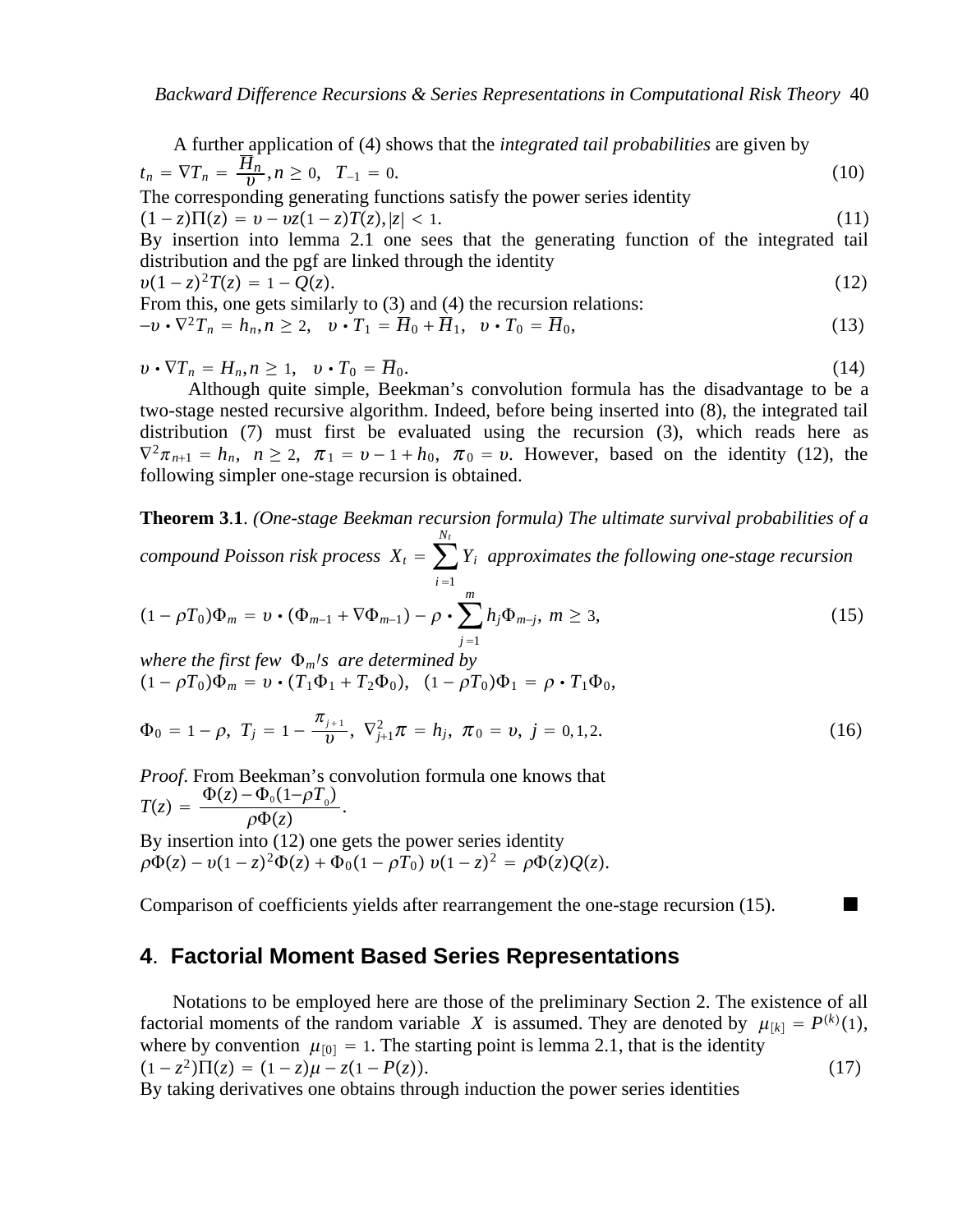A further application of (4) shows that the *integrated tail probabilities* are given by

$$t_n = \nabla T_n = \frac{\overline{H}_n}{\upsilon}, n \geq 0, \quad T_{-1} = 0. \tag{10}$$

The corresponding generating functions satisfy the power series identity

$$(1-z)\Pi(z) = \upsilon - \upsilon z(1-z)T(z), |z| < 1. \tag{11}$$

By insertion into lemma 2.1 one sees that the generating function of the integrated tail distribution and the pgf are linked through the identity

$$\upsilon(1-z)^2 T(z) = 1 - Q(z). \tag{12}$$

From this, one gets similarly to (3) and (4) the recursion relations:

$$-\upsilon \cdot \nabla^2 T_n = h_n, n \geq 2, \quad \upsilon \cdot T_1 = \overline{H}_0 + \overline{H}_1, \quad \upsilon \cdot T_0 = \overline{H}_0, \tag{13}$$

$$\upsilon \cdot \nabla T_n = H_n, n \geq 1, \quad \upsilon \cdot T_0 = \overline{H}_0. \tag{14}$$

Although quite simple, Beekman's convolution formula has the disadvantage to be a two-stage nested recursive algorithm. Indeed, before being inserted into (8), the integrated tail distribution (7) must first be evaluated using the recursion (3), which reads here as $\nabla^2 \pi_{n+1} = h_n, \ n \geq 2, \ \pi_1 = \upsilon - 1 + h_0, \ \pi_0 = \upsilon$. However, based on the identity (12), the following simpler one-stage recursion is obtained.

**Theorem 3.1**. *(One-stage Beekman recursion formula) The ultimate survival probabilities of a compound Poisson risk process* $X_t = \sum_{i=1}^{N_t} Y_i$ *approximates the following one-stage recursion*

$$(1-\rho T_0)\Phi_m = \upsilon \cdot (\Phi_{m-1} + \nabla\Phi_{m-1}) - \rho \cdot \sum_{j=1}^{m} h_j \Phi_{m-j}, \ m \geq 3, \tag{15}$$

*where the first few* $\Phi_m{}'s$ *are determined by*

$$(1-\rho T_0)\Phi_m = \upsilon \cdot (T_1\Phi_1 + T_2\Phi_0), \quad (1-\rho T_0)\Phi_1 = \rho \cdot T_1\Phi_0,$$

$$\Phi_0 = 1 - \rho, \ T_j = 1 - \frac{\pi_{j+1}}{\upsilon}, \ \nabla^2_{j+1}\pi = h_j, \ \pi_0 = \upsilon, \ j = 0,1,2. \tag{16}$$

*Proof*. From Beekman's convolution formula one knows that

$$T(z) = \frac{\Phi(z) - \Phi_0(1-\rho T_0)}{\rho\Phi(z)}.$$

By insertion into (12) one gets the power series identity

$$\rho\Phi(z) - \upsilon(1-z)^2\Phi(z) + \Phi_0(1-\rho T_0)\,\upsilon(1-z)^2 = \rho\Phi(z)Q(z).$$

Comparison of coefficients yields after rearrangement the one-stage recursion (15). ■

## 4. Factorial Moment Based Series Representations

Notations to be employed here are those of the preliminary Section 2. The existence of all factorial moments of the random variable $X$ is assumed. They are denoted by $\mu_{[k]} = P^{(k)}(1)$, where by convention $\mu_{[0]} = 1$. The starting point is lemma 2.1, that is the identity

$$(1-z^2)\Pi(z) = (1-z)\mu - z(1-P(z)). \tag{17}$$

By taking derivatives one obtains through induction the power series identities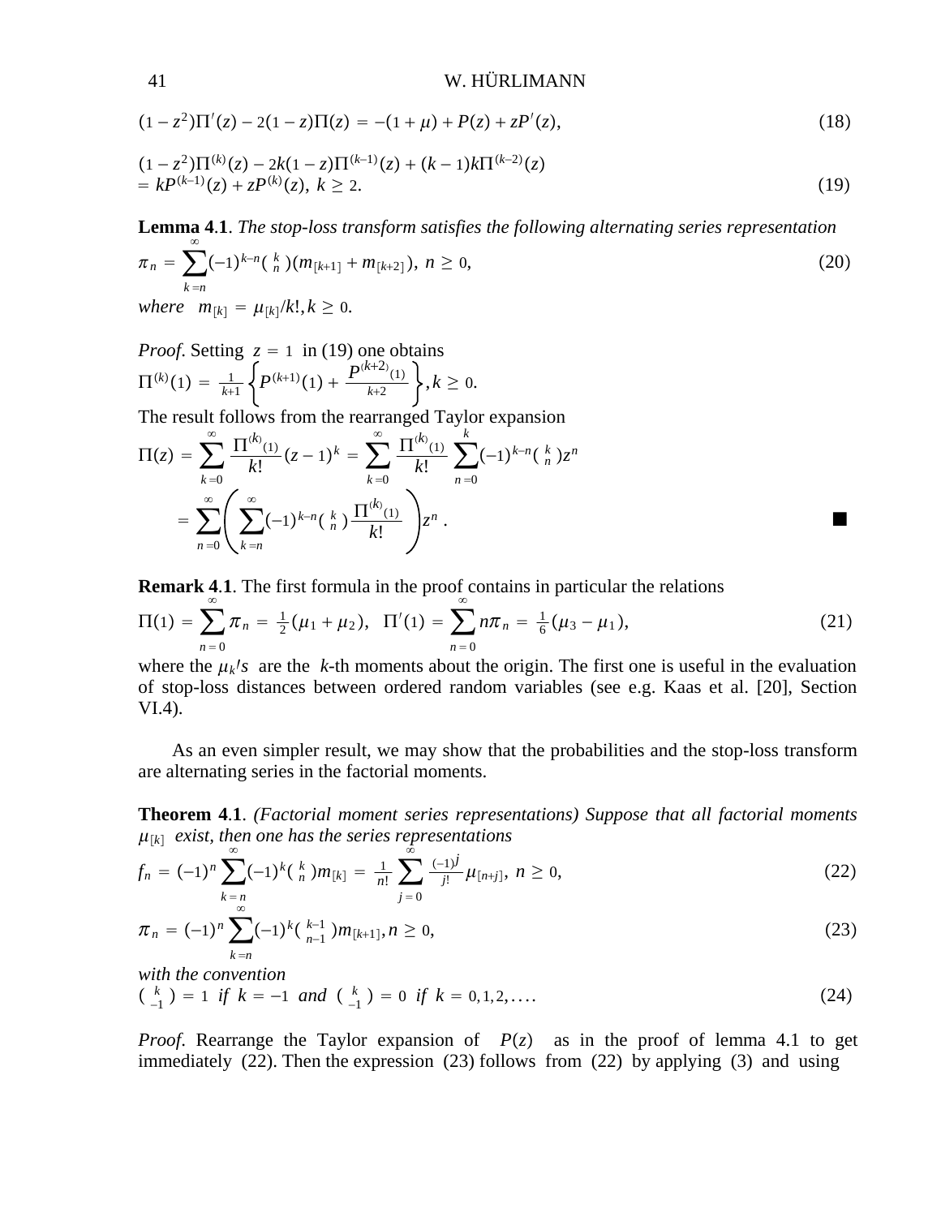$$(1 - z^2)\Pi'(z) - 2(1 - z)\Pi(z) = -(1 + \mu) + P(z) + zP'(z), \tag{18}$$

$$(1 - z^2)\Pi^{(k)}(z) - 2k(1 - z)\Pi^{(k-1)}(z) + (k - 1)k\Pi^{(k-2)}(z) = kP^{(k-1)}(z) + zP^{(k)}(z),\ k \geq 2. \tag{19}$$

**Lemma 4.1**. *The stop-loss transform satisfies the following alternating series representation*

$$\pi_n = \sum_{k=n}^{\infty} (-1)^{k-n} \binom{k}{n} (m_{[k+1]} + m_{[k+2]}),\ n \geq 0, \tag{20}$$

*where* $m_{[k]} = \mu_{[k]}/k!, k \geq 0.$

*Proof*. Setting $z = 1$ in (19) one obtains

$$\Pi^{(k)}(1) = \tfrac{1}{k+1}\left\{P^{(k+1)}(1) + \frac{P^{(k+2)}(1)}{k+2}\right\}, k \geq 0.$$

The result follows from the rearranged Taylor expansion

$$\Pi(z) = \sum_{k=0}^{\infty} \frac{\Pi^{(k)}(1)}{k!}(z-1)^k = \sum_{k=0}^{\infty} \frac{\Pi^{(k)}(1)}{k!} \sum_{n=0}^{k} (-1)^{k-n}\binom{k}{n} z^n$$

$$= \sum_{n=0}^{\infty} \left( \sum_{k=n}^{\infty} (-1)^{k-n} \binom{k}{n} \frac{\Pi^{(k)}(1)}{k!} \right) z^n . \qquad \blacksquare$$

**Remark 4.1**. The first formula in the proof contains in particular the relations

$$\Pi(1) = \sum_{n=0}^{\infty} \pi_n = \tfrac{1}{2}(\mu_1 + \mu_2),\quad \Pi'(1) = \sum_{n=0}^{\infty} n\pi_n = \tfrac{1}{6}(\mu_3 - \mu_1), \tag{21}$$

where the $\mu_k$'s are the $k$-th moments about the origin. The first one is useful in the evaluation of stop-loss distances between ordered random variables (see e.g. Kaas et al. [20], Section VI.4).

As an even simpler result, we may show that the probabilities and the stop-loss transform are alternating series in the factorial moments.

**Theorem 4.1**. *(Factorial moment series representations) Suppose that all factorial moments* $\mu_{[k]}$ *exist, then one has the series representations*

$$f_n = (-1)^n \sum_{k=n}^{\infty} (-1)^k \binom{k}{n} m_{[k]} = \tfrac{1}{n!} \sum_{j=0}^{\infty} \tfrac{(-1)^j}{j!} \mu_{[n+j]},\ n \geq 0, \tag{22}$$

$$\pi_n = (-1)^n \sum_{k=n}^{\infty} (-1)^k \binom{k-1}{n-1} m_{[k+1]}, n \geq 0, \tag{23}$$

*with the convention*

$$\binom{k}{-1} = 1 \text{ if } k = -1 \text{ and } \binom{k}{-1} = 0 \text{ if } k = 0, 1, 2, \ldots. \tag{24}$$

*Proof.* Rearrange the Taylor expansion of $P(z)$ as in the proof of lemma 4.1 to get immediately (22). Then the expression (23) follows from (22) by applying (3) and using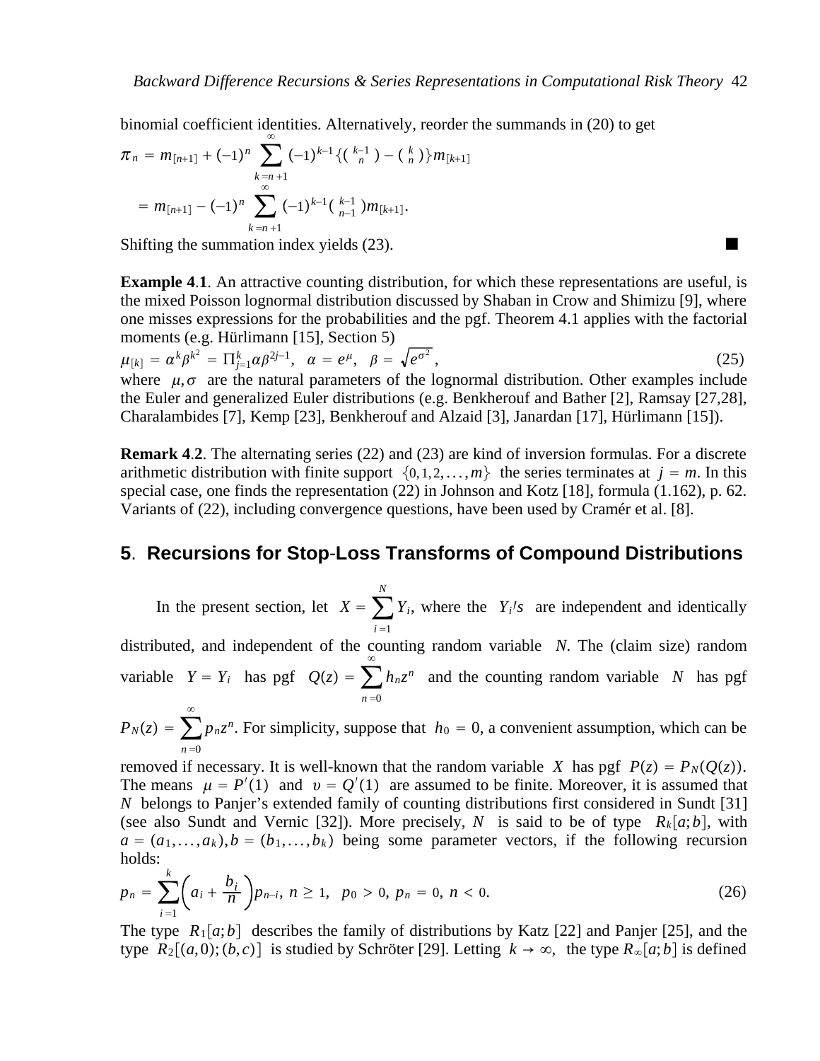binomial coefficient identities. Alternatively, reorder the summands in (20) to get

$$\pi_n = m_{[n+1]} + (-1)^n \sum_{k=n+1}^{\infty} (-1)^{k-1}\{\binom{k-1}{n} - \binom{k}{n}\} m_{[k+1]}$$

$$= m_{[n+1]} - (-1)^n \sum_{k=n+1}^{\infty} (-1)^{k-1} \binom{k-1}{n-1} m_{[k+1]}.$$

Shifting the summation index yields (23). ■

**Example 4.1**. An attractive counting distribution, for which these representations are useful, is the mixed Poisson lognormal distribution discussed by Shaban in Crow and Shimizu [9], where one misses expressions for the probabilities and the pgf. Theorem 4.1 applies with the factorial moments (e.g. Hürlimann [15], Section 5)

$$\mu_{[k]} = \alpha^k \beta^{k^2} = \Pi_{j=1}^k \alpha \beta^{2j-1}, \quad \alpha = e^{\mu}, \quad \beta = \sqrt{e^{\sigma^2}}, \tag{25}$$

where $\mu, \sigma$ are the natural parameters of the lognormal distribution. Other examples include the Euler and generalized Euler distributions (e.g. Benkherouf and Bather [2], Ramsay [27,28], Charalambides [7], Kemp [23], Benkherouf and Alzaid [3], Janardan [17], Hürlimann [15]).

**Remark 4.2**. The alternating series (22) and (23) are kind of inversion formulas. For a discrete arithmetic distribution with finite support $\{0, 1, 2, \ldots, m\}$ the series terminates at $j = m$. In this special case, one finds the representation (22) in Johnson and Kotz [18], formula (1.162), p. 62. Variants of (22), including convergence questions, have been used by Cramér et al. [8].

## 5. Recursions for Stop-Loss Transforms of Compound Distributions

In the present section, let $X = \sum_{i=1}^{N} Y_i$, where the $Y_i's$ are independent and identically distributed, and independent of the counting random variable $N$. The (claim size) random variable $Y = Y_i$ has pgf $Q(z) = \sum_{n=0}^{\infty} h_n z^n$ and the counting random variable $N$ has pgf $P_N(z) = \sum_{n=0}^{\infty} p_n z^n$. For simplicity, suppose that $h_0 = 0$, a convenient assumption, which can be removed if necessary. It is well-known that the random variable $X$ has pgf $P(z) = P_N(Q(z))$. The means $\mu = P'(1)$ and $\upsilon = Q'(1)$ are assumed to be finite. Moreover, it is assumed that $N$ belongs to Panjer's extended family of counting distributions first considered in Sundt [31] (see also Sundt and Vernic [32]). More precisely, $N$ is said to be of type $R_k[a;b]$, with $a = (a_1, \ldots, a_k), b = (b_1, \ldots, b_k)$ being some parameter vectors, if the following recursion holds:

$$p_n = \sum_{i=1}^{k} \left( a_i + \frac{b_i}{n} \right) p_{n-i}, \; n \geq 1, \quad p_0 > 0, \; p_n = 0, \; n < 0. \tag{26}$$

The type $R_1[a;b]$ describes the family of distributions by Katz [22] and Panjer [25], and the type $R_2[(a,0);(b,c)]$ is studied by Schröter [29]. Letting $k \to \infty$, the type $R_\infty[a;b]$ is defined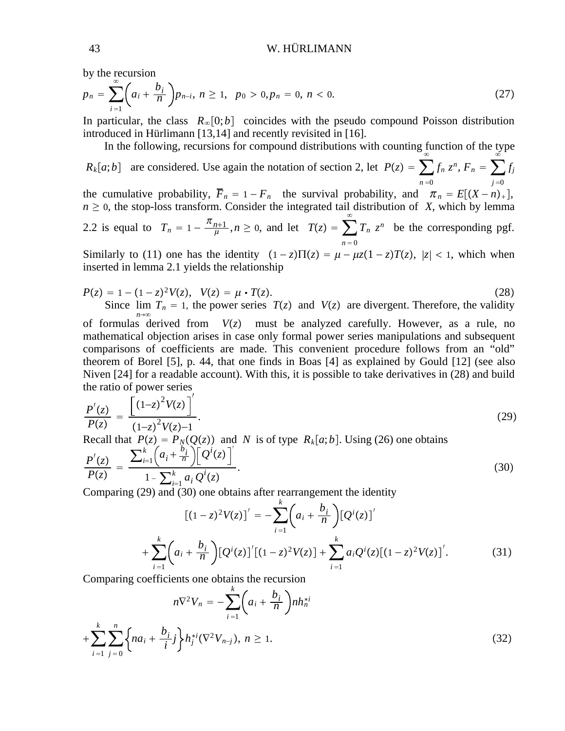by the recursion

$$p_n = \sum_{i=1}^{\infty}\left(a_i + \frac{b_i}{n}\right)p_{n-i},\ n \geq 1,\quad p_0 > 0, p_n = 0,\ n < 0. \tag{27}$$

In particular, the class $R_\infty[0;b]$ coincides with the pseudo compound Poisson distribution introduced in Hürlimann [13,14] and recently revisited in [16].

In the following, recursions for compound distributions with counting function of the type $R_k[a;b]$ are considered. Use again the notation of section 2, let $P(z) = \sum_{n=0}^{\infty} f_n z^n$, $F_n = \sum_{j=0}^{\infty} f_j$ the cumulative probability, $\overline{F}_n = 1 - F_n$ the survival probability, and $\pi_n = E[(X-n)_+]$, $n \geq 0$, the stop-loss transform. Consider the integrated tail distribution of $X$, which by lemma 2.2 is equal to $T_n = 1 - \frac{\pi_{n+1}}{\mu}, n \geq 0$, and let $T(z) = \sum_{n=0}^{\infty} T_n z^n$ be the corresponding pgf. Similarly to (11) one has the identity $(1-z)\Pi(z) = \mu - \mu z(1-z)T(z)$, $|z| < 1$, which when inserted in lemma 2.1 yields the relationship

$$P(z) = 1 - (1-z)^2 V(z),\quad V(z) = \mu \cdot T(z). \tag{28}$$

Since $\lim_{n\to\infty} T_n = 1$, the power series $T(z)$ and $V(z)$ are divergent. Therefore, the validity of formulas derived from $V(z)$ must be analyzed carefully. However, as a rule, no mathematical objection arises in case only formal power series manipulations and subsequent comparisons of coefficients are made. This convenient procedure follows from an "old" theorem of Borel [5], p. 44, that one finds in Boas [4] as explained by Gould [12] (see also Niven [24] for a readable account). With this, it is possible to take derivatives in (28) and build the ratio of power series

$$\frac{P'(z)}{P(z)} = \frac{\left[(1-z)^2 V(z)\right]'}{(1-z)^2 V(z) - 1}. \tag{29}$$

Recall that $P(z) = P_N(Q(z))$ and $N$ is of type $R_k[a;b]$. Using (26) one obtains

$$\frac{P'(z)}{P(z)} = \frac{\sum_{i=1}^{k}\left(a_i + \frac{b_i}{n}\right)\left[Q^i(z)\right]'}{1 - \sum_{i=1}^{k} a_i Q^i(z)}. \tag{30}$$

Comparing (29) and (30) one obtains after rearrangement the identity

$$\begin{aligned}\left[(1-z)^2 V(z)\right]' &= -\sum_{i=1}^{k}\left(a_i + \frac{b_i}{n}\right)\left[Q^i(z)\right]' \\ &+ \sum_{i=1}^{k}\left(a_i + \frac{b_i}{n}\right)\left[Q^i(z)\right]'\left[(1-z)^2 V(z)\right] + \sum_{i=1}^{k} a_i Q^i(z)\left[(1-z)^2 V(z)\right]'. \end{aligned} \tag{31}$$

Comparing coefficients one obtains the recursion

$$\begin{aligned} n\nabla^2 V_n &= -\sum_{i=1}^{k}\left(a_i + \frac{b_i}{n}\right) n h_n^{*i} \\ &+ \sum_{i=1}^{k}\sum_{j=0}^{n}\left\{n a_i + \frac{b_i}{i} j\right\} h_j^{*i}(\nabla^2 V_{n-j}),\ n \geq 1. \end{aligned} \tag{32}$$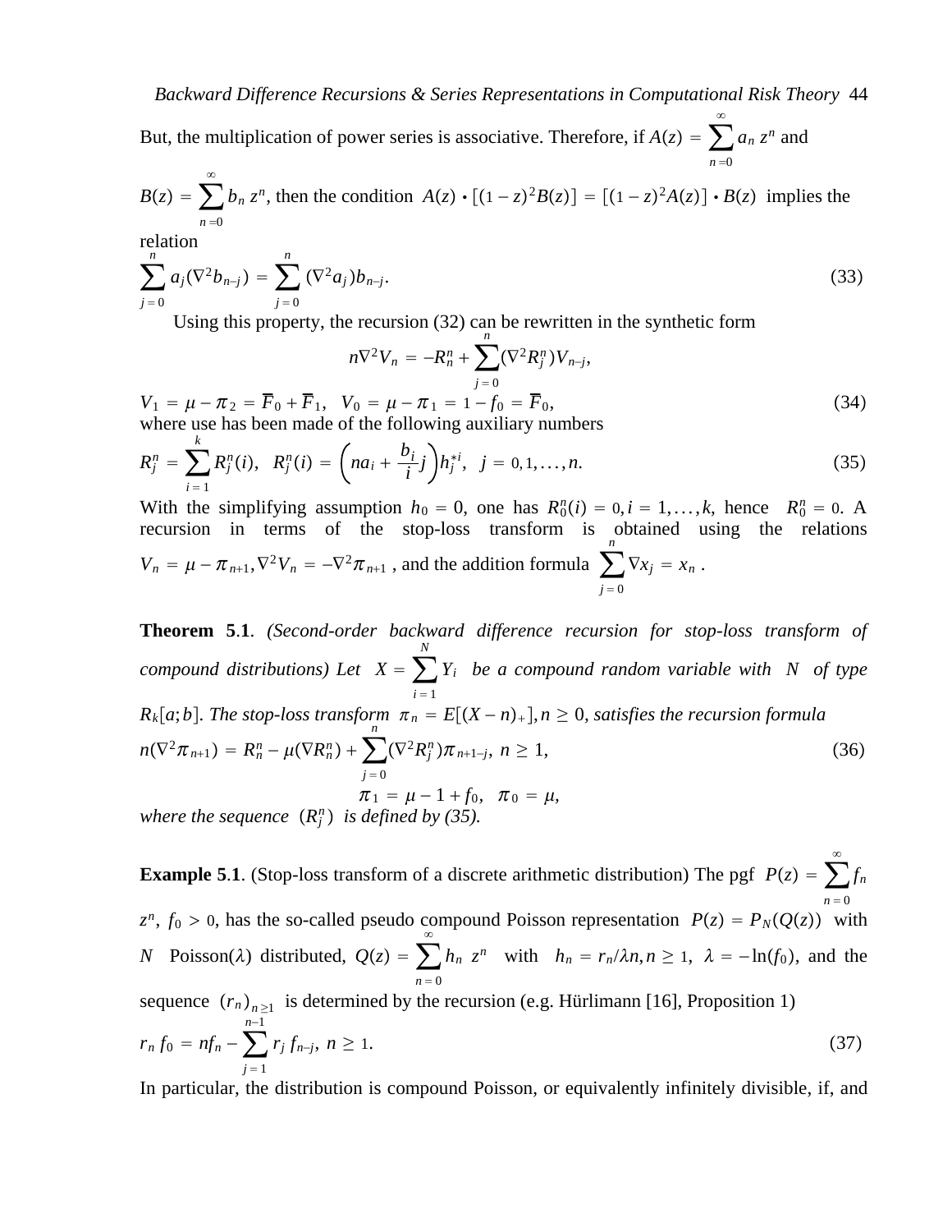But, the multiplication of power series is associative. Therefore, if $A(z) = \sum_{n=0}^{\infty} a_n z^n$ and $B(z) = \sum_{n=0}^{\infty} b_n z^n$, then the condition $A(z) \cdot [(1-z)^2 B(z)] = [(1-z)^2 A(z)] \cdot B(z)$ implies the relation

$$\sum_{j=0}^{n} a_j(\nabla^2 b_{n-j}) = \sum_{j=0}^{n} (\nabla^2 a_j) b_{n-j}. \tag{33}$$

Using this property, the recursion (32) can be rewritten in the synthetic form

$$n\nabla^2 V_n = -R_n^n + \sum_{j=0}^{n} (\nabla^2 R_j^n) V_{n-j},$$

$$V_1 = \mu - \pi_2 = \overline{F}_0 + \overline{F}_1, \quad V_0 = \mu - \pi_1 = 1 - f_0 = \overline{F}_0, \tag{34}$$

where use has been made of the following auxiliary numbers

$$R_j^n = \sum_{i=1}^{k} R_j^n(i), \quad R_j^n(i) = \left(na_i + \frac{b_i}{i} j\right) h_j^{*i}, \quad j = 0, 1, \ldots, n. \tag{35}$$

With the simplifying assumption $h_0 = 0$, one has $R_0^n(i) = 0, i = 1, \ldots, k$, hence $R_0^n = 0$. A recursion in terms of the stop-loss transform is obtained using the relations $V_n = \mu - \pi_{n+1}, \nabla^2 V_n = -\nabla^2 \pi_{n+1}$, and the addition formula $\sum_{j=0}^{n} \nabla x_j = x_n$.

**Theorem 5.1**. *(Second-order backward difference recursion for stop-loss transform of compound distributions) Let* $X = \sum_{i=1}^{N} Y_i$ *be a compound random variable with* $N$ *of type* $R_k[a; b]$. *The stop-loss transform* $\pi_n = E[(X-n)_+], n \geq 0$, *satisfies the recursion formula*

$$n(\nabla^2 \pi_{n+1}) = R_n^n - \mu(\nabla R_n^n) + \sum_{j=0}^{n} (\nabla^2 R_j^n) \pi_{n+1-j}, \; n \geq 1, \tag{36}$$

$$\pi_1 = \mu - 1 + f_0, \quad \pi_0 = \mu,$$

*where the sequence* $(R_j^n)$ *is defined by (35).*

**Example 5.1**. (Stop-loss transform of a discrete arithmetic distribution) The pgf $P(z) = \sum_{n=0}^{\infty} f_n z^n$, $f_0 > 0$, has the so-called pseudo compound Poisson representation $P(z) = P_N(Q(z))$ with $N$ Poisson($\lambda$) distributed, $Q(z) = \sum_{n=0}^{\infty} h_n z^n$ with $h_n = r_n / \lambda n, n \geq 1$, $\lambda = -\ln(f_0)$, and the sequence $(r_n)_{n \geq 1}$ is determined by the recursion (e.g. Hürlimann [16], Proposition 1)

$$r_n f_0 = n f_n - \sum_{j=1}^{n-1} r_j f_{n-j}, \; n \geq 1. \tag{37}$$

In particular, the distribution is compound Poisson, or equivalently infinitely divisible, if, and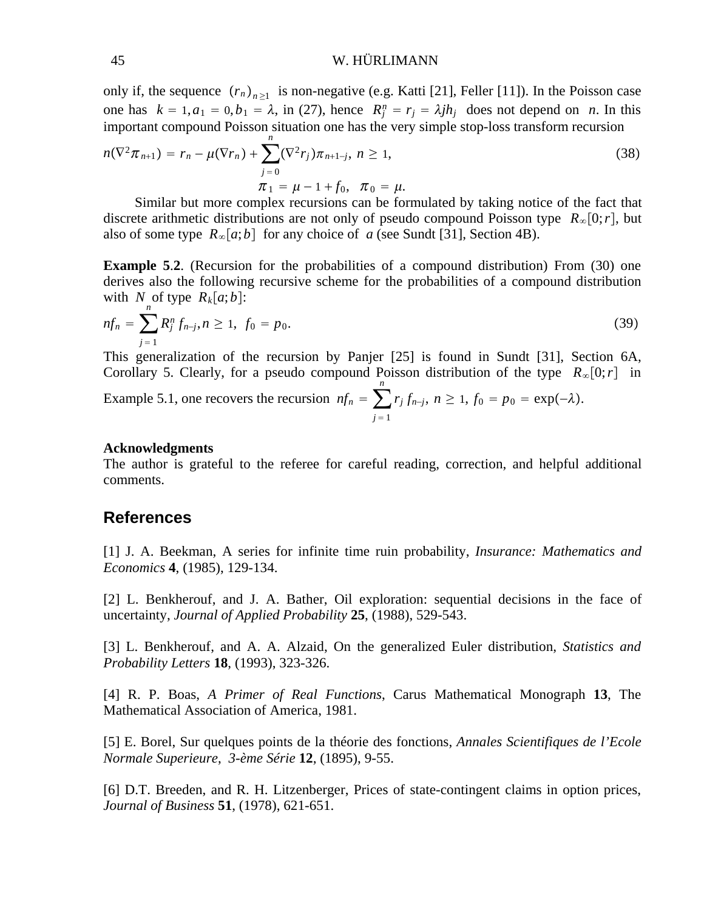only if, the sequence $(r_n)_{n\geq 1}$ is non-negative (e.g. Katti [21], Feller [11]). In the Poisson case one has $k = 1, a_1 = 0, b_1 = \lambda$, in (27), hence $R_j^n = r_j = \lambda j h_j$ does not depend on $n$. In this important compound Poisson situation one has the very simple stop-loss transform recursion

$$n(\nabla^2 \pi_{n+1}) = r_n - \mu(\nabla r_n) + \sum_{j=0}^{n} (\nabla^2 r_j)\pi_{n+1-j}, \; n \geq 1, \tag{38}$$
$$\pi_1 = \mu - 1 + f_0, \quad \pi_0 = \mu.$$

Similar but more complex recursions can be formulated by taking notice of the fact that discrete arithmetic distributions are not only of pseudo compound Poisson type $R_\infty[0;r]$, but also of some type $R_\infty[a;b]$ for any choice of $a$ (see Sundt [31], Section 4B).

**Example 5.2**. (Recursion for the probabilities of a compound distribution) From (30) one derives also the following recursive scheme for the probabilities of a compound distribution with $N$ of type $R_k[a;b]$:

$$nf_n = \sum_{j=1}^{n} R_j^n f_{n-j}, n \geq 1, \; f_0 = p_0. \tag{39}$$

This generalization of the recursion by Panjer [25] is found in Sundt [31], Section 6A, Corollary 5. Clearly, for a pseudo compound Poisson distribution of the type $R_\infty[0;r]$ in Example 5.1, one recovers the recursion $nf_n = \sum_{j=1}^{n} r_j f_{n-j}, \; n \geq 1, \; f_0 = p_0 = \exp(-\lambda)$.

**Acknowledgments**

The author is grateful to the referee for careful reading, correction, and helpful additional comments.

## References

[1] J. A. Beekman, A series for infinite time ruin probability, *Insurance: Mathematics and Economics* **4**, (1985), 129-134.

[2] L. Benkherouf, and J. A. Bather, Oil exploration: sequential decisions in the face of uncertainty, *Journal of Applied Probability* **25**, (1988), 529-543.

[3] L. Benkherouf, and A. A. Alzaid, On the generalized Euler distribution, *Statistics and Probability Letters* **18**, (1993), 323-326.

[4] R. P. Boas, *A Primer of Real Functions*, Carus Mathematical Monograph **13**, The Mathematical Association of America, 1981.

[5] E. Borel, Sur quelques points de la théorie des fonctions, *Annales Scientifiques de l'Ecole Normale Superieure, 3-ème Série* **12**, (1895), 9-55.

[6] D.T. Breeden, and R. H. Litzenberger, Prices of state-contingent claims in option prices, *Journal of Business* **51**, (1978), 621-651.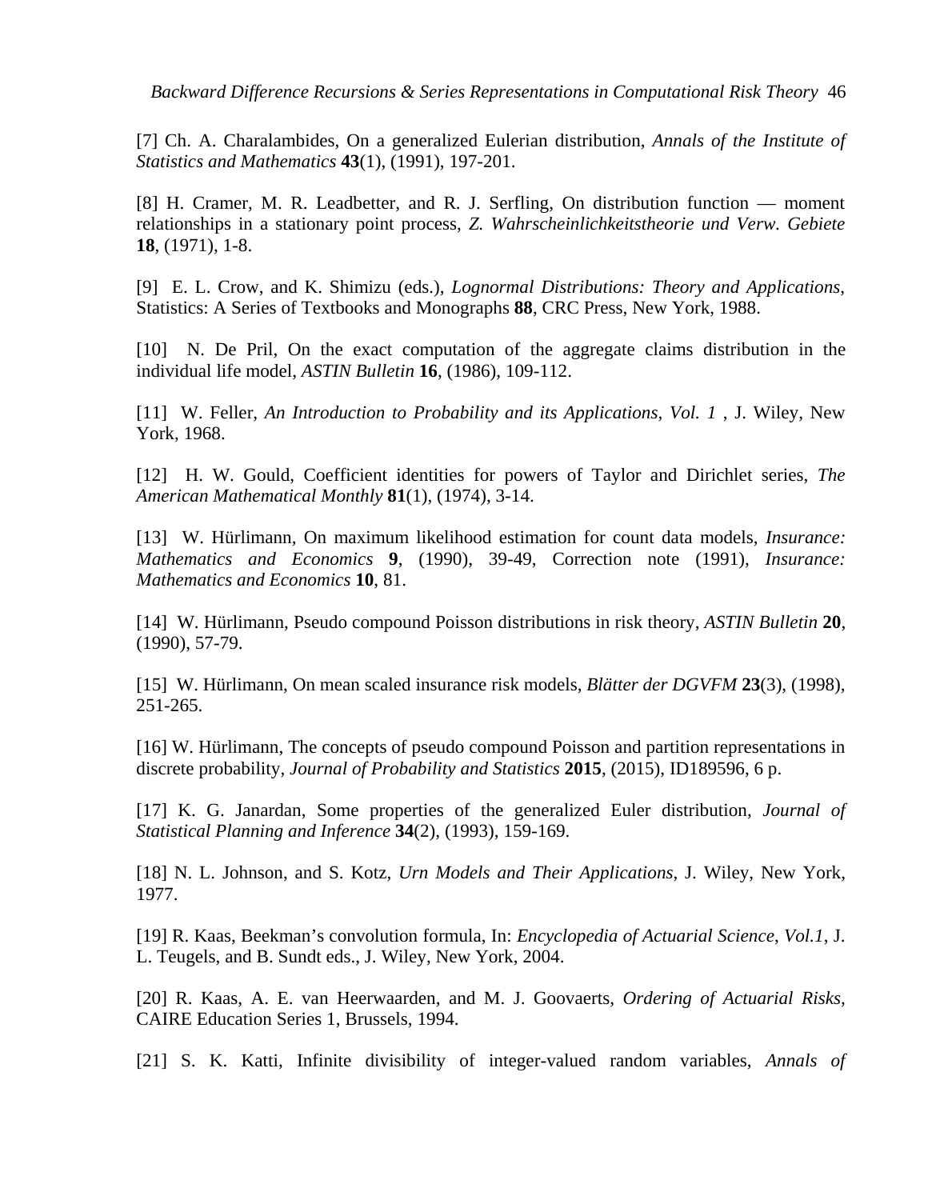[7] Ch. A. Charalambides, On a generalized Eulerian distribution, *Annals of the Institute of Statistics and Mathematics* **43**(1), (1991), 197-201.

[8] H. Cramer, M. R. Leadbetter, and R. J. Serfling, On distribution function — moment relationships in a stationary point process, *Z. Wahrscheinlichkeitstheorie und Verw. Gebiete* **18**, (1971), 1-8.

[9] E. L. Crow, and K. Shimizu (eds.), *Lognormal Distributions: Theory and Applications*, Statistics: A Series of Textbooks and Monographs **88**, CRC Press, New York, 1988.

[10] N. De Pril, On the exact computation of the aggregate claims distribution in the individual life model, *ASTIN Bulletin* **16**, (1986), 109-112.

[11] W. Feller, *An Introduction to Probability and its Applications, Vol. 1* , J. Wiley, New York, 1968.

[12] H. W. Gould, Coefficient identities for powers of Taylor and Dirichlet series, *The American Mathematical Monthly* **81**(1), (1974), 3-14.

[13] W. Hürlimann, On maximum likelihood estimation for count data models, *Insurance: Mathematics and Economics* **9**, (1990), 39-49, Correction note (1991), *Insurance: Mathematics and Economics* **10**, 81.

[14] W. Hürlimann, Pseudo compound Poisson distributions in risk theory, *ASTIN Bulletin* **20**, (1990), 57-79.

[15] W. Hürlimann, On mean scaled insurance risk models, *Blätter der DGVFM* **23**(3), (1998), 251-265.

[16] W. Hürlimann, The concepts of pseudo compound Poisson and partition representations in discrete probability, *Journal of Probability and Statistics* **2015**, (2015), ID189596, 6 p.

[17] K. G. Janardan, Some properties of the generalized Euler distribution, *Journal of Statistical Planning and Inference* **34**(2), (1993), 159-169.

[18] N. L. Johnson, and S. Kotz, *Urn Models and Their Applications*, J. Wiley, New York, 1977.

[19] R. Kaas, Beekman's convolution formula, In: *Encyclopedia of Actuarial Science*, *Vol.1*, J. L. Teugels, and B. Sundt eds., J. Wiley, New York, 2004.

[20] R. Kaas, A. E. van Heerwaarden, and M. J. Goovaerts, *Ordering of Actuarial Risks*, CAIRE Education Series 1, Brussels, 1994.

[21] S. K. Katti, Infinite divisibility of integer-valued random variables, *Annals of*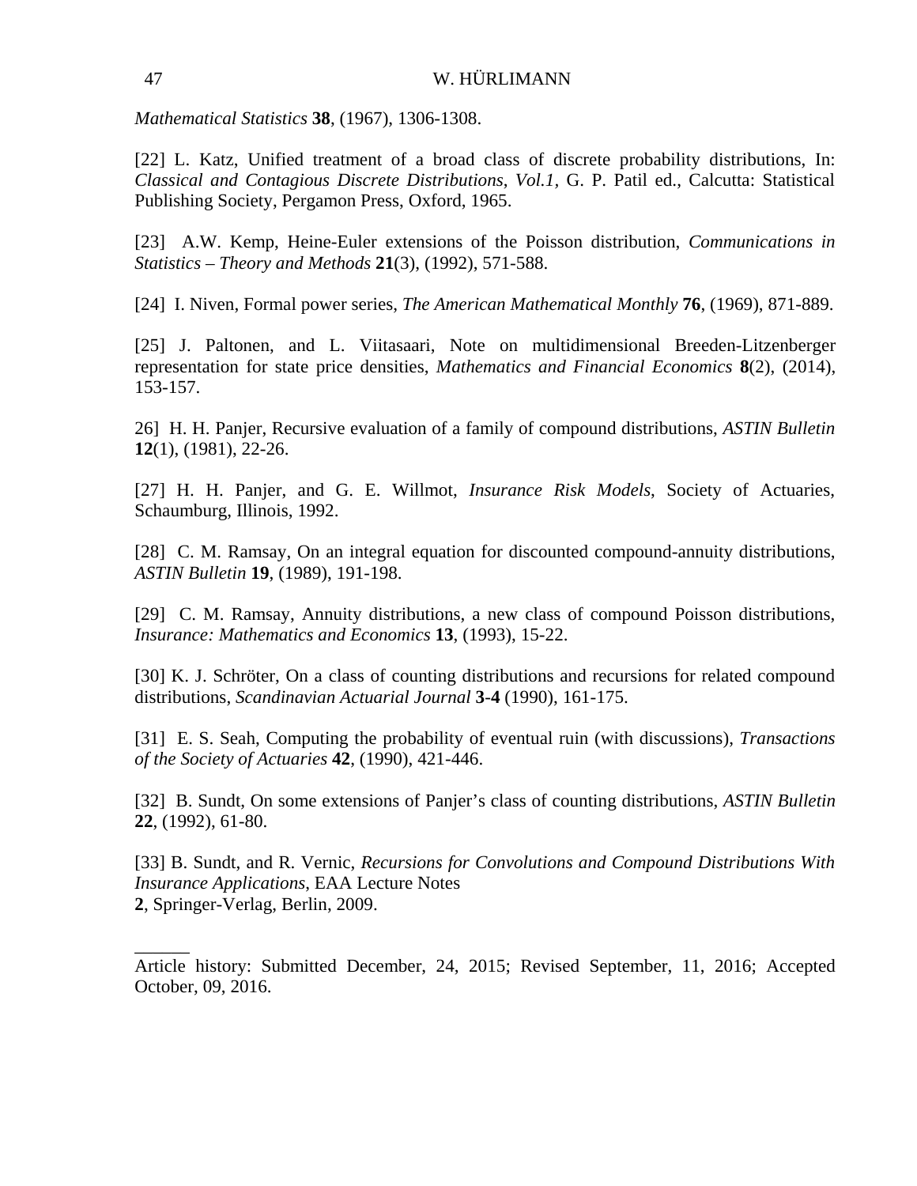*Mathematical Statistics* **38**, (1967), 1306-1308.

[22] L. Katz, Unified treatment of a broad class of discrete probability distributions, In: *Classical and Contagious Discrete Distributions*, *Vol.1*, G. P. Patil ed., Calcutta: Statistical Publishing Society, Pergamon Press, Oxford, 1965.

[23] A.W. Kemp, Heine-Euler extensions of the Poisson distribution, *Communications in Statistics – Theory and Methods* **21**(3), (1992), 571-588.

[24] I. Niven, Formal power series, *The American Mathematical Monthly* **76**, (1969), 871-889.

[25] J. Paltonen, and L. Viitasaari, Note on multidimensional Breeden-Litzenberger representation for state price densities, *Mathematics and Financial Economics* **8**(2), (2014), 153-157.

26] H. H. Panjer, Recursive evaluation of a family of compound distributions, *ASTIN Bulletin* **12**(1), (1981), 22-26.

[27] H. H. Panjer, and G. E. Willmot, *Insurance Risk Models*, Society of Actuaries, Schaumburg, Illinois, 1992.

[28] C. M. Ramsay, On an integral equation for discounted compound-annuity distributions, *ASTIN Bulletin* **19**, (1989), 191-198.

[29] C. M. Ramsay, Annuity distributions, a new class of compound Poisson distributions, *Insurance: Mathematics and Economics* **13**, (1993), 15-22.

[30] K. J. Schröter, On a class of counting distributions and recursions for related compound distributions, *Scandinavian Actuarial Journal* **3-4** (1990), 161-175.

[31] E. S. Seah, Computing the probability of eventual ruin (with discussions), *Transactions of the Society of Actuaries* **42**, (1990), 421-446.

[32] B. Sundt, On some extensions of Panjer's class of counting distributions, *ASTIN Bulletin* **22**, (1992), 61-80.

[33] B. Sundt, and R. Vernic, *Recursions for Convolutions and Compound Distributions With Insurance Applications*, EAA Lecture Notes **2**, Springer-Verlag, Berlin, 2009.

______

Article history: Submitted December, 24, 2015; Revised September, 11, 2016; Accepted October, 09, 2016.